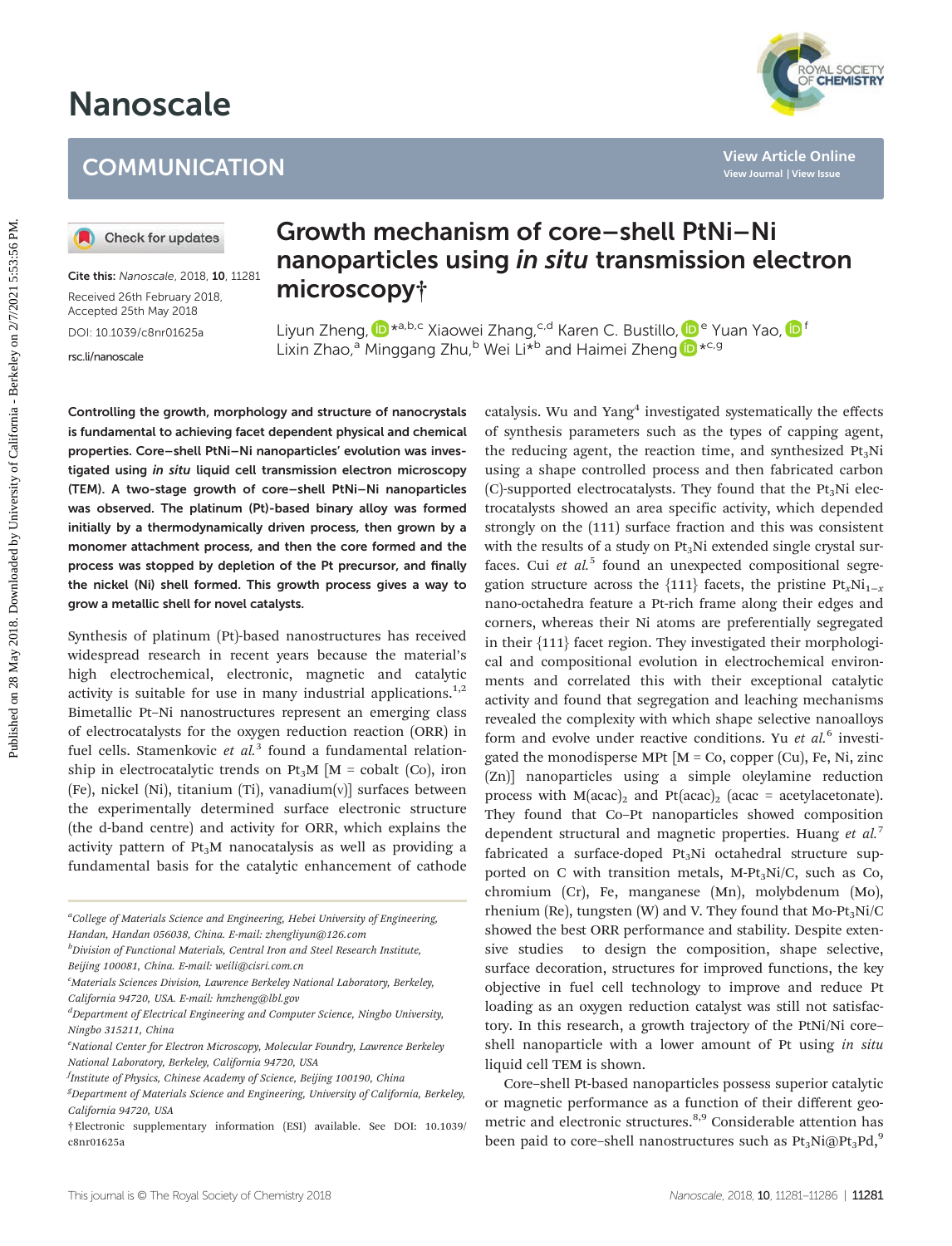# Nanoscale

## COMMUNICATION

Cite this: *Nanoscale*, 2018, **10**, 11281

Received 26th February 2018,
Accepted 25th May 2018

DOI: 10.1039/c8nr01625a

rsc.li/nanoscale

# Growth mechanism of core–shell PtNi–Ni nanoparticles using *in situ* transmission electron microscopy†

Liyun Zheng,*[a,b,c] Xiaowei Zhang,[c,d] Karen C. Bustillo,[e] Yuan Yao,[f] Lixin Zhao,[a] Minggang Zhu,[b] Wei Li*[b] and Haimei Zheng*[c,g]

**Controlling the growth, morphology and structure of nanocrystals is fundamental to achieving facet dependent physical and chemical properties. Core–shell PtNi–Ni nanoparticles' evolution was investigated using *in situ* liquid cell transmission electron microscopy (TEM). A two-stage growth of core–shell PtNi–Ni nanoparticles was observed. The platinum (Pt)-based binary alloy was formed initially by a thermodynamically driven process, then grown by a monomer attachment process, and then the core formed and the process was stopped by depletion of the Pt precursor, and finally the nickel (Ni) shell formed. This growth process gives a way to grow a metallic shell for novel catalysts.**

Synthesis of platinum (Pt)-based nanostructures has received widespread research in recent years because the material's high electrochemical, electronic, magnetic and catalytic activity is suitable for use in many industrial applications.[1,2] Bimetallic Pt–Ni nanostructures represent an emerging class of electrocatalysts for the oxygen reduction reaction (ORR) in fuel cells. Stamenkovic *et al.*[3] found a fundamental relationship in electrocatalytic trends on $Pt_3M$ [M = cobalt (Co), iron (Fe), nickel (Ni), titanium (Ti), vanadium(V)] surfaces between the experimentally determined surface electronic structure (the d-band centre) and activity for ORR, which explains the activity pattern of $Pt_3M$ nanocatalysis as well as providing a fundamental basis for the catalytic enhancement of cathode catalysis. Wu and Yang[4] investigated systematically the effects of synthesis parameters such as the types of capping agent, the reducing agent, the reaction time, and synthesized $Pt_3Ni$ using a shape controlled process and then fabricated carbon (C)-supported electrocatalysts. They found that the $Pt_3Ni$ electrocatalysts showed an area specific activity, which depended strongly on the (111) surface fraction and this was consistent with the results of a study on $Pt_3Ni$ extended single crystal surfaces. Cui *et al.*[5] found an unexpected compositional segregation structure across the {111} facets, the pristine $Pt_xNi_{1-x}$ nano-octahedra feature a Pt-rich frame along their edges and corners, whereas their Ni atoms are preferentially segregated in their {111} facet region. They investigated their morphological and compositional evolution in electrochemical environments and correlated this with their exceptional catalytic activity and found that segregation and leaching mechanisms revealed the complexity with which shape selective nanoalloys form and evolve under reactive conditions. Yu *et al.*[6] investigated the monodisperse MPt [M = Co, copper (Cu), Fe, Ni, zinc (Zn)] nanoparticles using a simple oleylamine reduction process with $M(acac)_2$ and $Pt(acac)_2$ (acac = acetylacetonate). They found that Co–Pt nanoparticles showed composition dependent structural and magnetic properties. Huang *et al.*[7] fabricated a surface-doped $Pt_3Ni$ octahedral structure supported on C with transition metals, M-$Pt_3Ni$/C, such as Co, chromium (Cr), Fe, manganese (Mn), molybdenum (Mo), rhenium (Re), tungsten (W) and V. They found that Mo-$Pt_3Ni$/C showed the best ORR performance and stability. Despite extensive studies to design the composition, shape selective, surface decoration, structures for improved functions, the key objective in fuel cell technology to improve and reduce Pt loading as an oxygen reduction catalyst was still not satisfactory. In this research, a growth trajectory of the PtNi/Ni core–shell nanoparticle with a lower amount of Pt using *in situ* liquid cell TEM is shown.

Core–shell Pt-based nanoparticles possess superior catalytic or magnetic performance as a function of their different geometric and electronic structures.[8,9] Considerable attention has been paid to core–shell nanostructures such as $Pt_3Ni@Pt_3Pd$,[9]

---

[a] College of Materials Science and Engineering, Hebei University of Engineering, Handan, Handan 056038, China. E-mail: zhengliyun@126.com

[b] Division of Functional Materials, Central Iron and Steel Research Institute, Beijing 100081, China. E-mail: weili@cisri.com.cn

[c] Materials Sciences Division, Lawrence Berkeley National Laboratory, Berkeley, California 94720, USA. E-mail: hmzheng@lbl.gov

[d] Department of Electrical Engineering and Computer Science, Ningbo University, Ningbo 315211, China

[e] National Center for Electron Microscopy, Molecular Foundry, Lawrence Berkeley National Laboratory, Berkeley, California 94720, USA

[f] Institute of Physics, Chinese Academy of Science, Beijing 100190, China

[g] Department of Materials Science and Engineering, University of California, Berkeley, California 94720, USA

† Electronic supplementary information (ESI) available. See DOI: 10.1039/c8nr01625a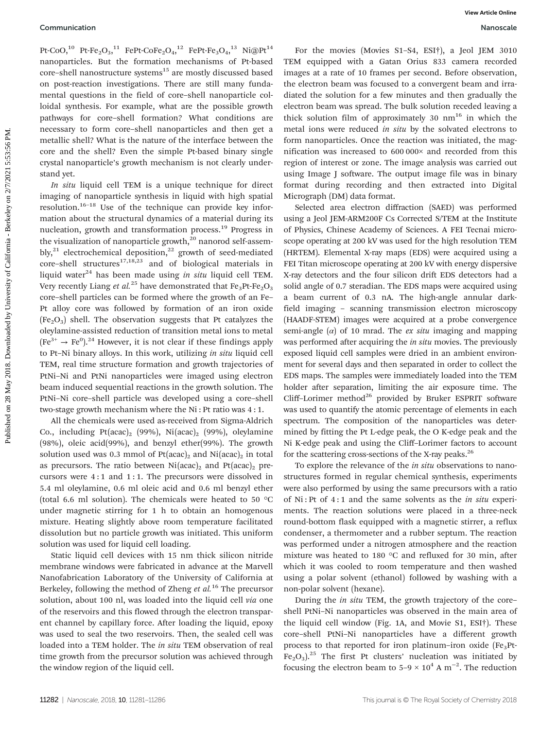Pt-CoO,[10] Pt-$Fe_2O_3$,[11] FePt-$CoFe_2O_4$,[12] FePt-$Fe_3O_4$,[13] Ni@Pt[14] nanoparticles. But the formation mechanisms of Pt-based core–shell nanostructure systems[15] are mostly discussed based on post-reaction investigations. There are still many fundamental questions in the field of core–shell nanoparticle colloidal synthesis. For example, what are the possible growth pathways for core–shell formation? What conditions are necessary to form core–shell nanoparticles and then get a metallic shell? What is the nature of the interface between the core and the shell? Even the simple Pt-based binary single crystal nanoparticle's growth mechanism is not clearly understand yet.

*In situ* liquid cell TEM is a unique technique for direct imaging of nanoparticle synthesis in liquid with high spatial resolution.[16–18] Use of the technique can provide key information about the structural dynamics of a material during its nucleation, growth and transformation process.[19] Progress in the visualization of nanoparticle growth,[20] nanorod self-assembly,[21] electrochemical deposition,[22] growth of seed-mediated core–shell structures[17,18,23] and of biological materials in liquid water[24] has been made using *in situ* liquid cell TEM. Very recently Liang *et al.*[25] have demonstrated that $Fe_3Pt$-$Fe_2O_3$ core–shell particles can be formed where the growth of an Fe–Pt alloy core was followed by formation of an iron oxide ($Fe_2O_3$) shell. The observation suggests that Pt catalyzes the oleylamine-assisted reduction of transition metal ions to metal ($Fe^{3+} \rightarrow Fe^0$).[24] However, it is not clear if these findings apply to Pt–Ni binary alloys. In this work, utilizing *in situ* liquid cell TEM, real time structure formation and growth trajectories of PtNi–Ni and PtNi nanoparticles were imaged using electron beam induced sequential reactions in the growth solution. The PtNi–Ni core–shell particle was developed using a core–shell two-stage growth mechanism where the Ni : Pt ratio was 4 : 1.

All the chemicals were used as-received from Sigma-Aldrich Co., including $Pt(acac)_2$ (99%), $Ni(acac)_2$ (99%), oleylamine (98%), oleic acid(99%), and benzyl ether(99%). The growth solution used was 0.3 mmol of $Pt(acac)_2$ and $Ni(acac)_2$ in total as precursors. The ratio between $Ni(acac)_2$ and $Pt(acac)_2$ precursors were 4 : 1 and 1 : 1. The precursors were dissolved in 5.4 ml oleylamine, 0.6 ml oleic acid and 0.6 ml benzyl ether (total 6.6 ml solution). The chemicals were heated to 50 °C under magnetic stirring for 1 h to obtain an homogenous mixture. Heating slightly above room temperature facilitated dissolution but no particle growth was initiated. This uniform solution was used for liquid cell loading.

Static liquid cell devices with 15 nm thick silicon nitride membrane windows were fabricated in advance at the Marvell Nanofabrication Laboratory of the University of California at Berkeley, following the method of Zheng *et al.*[16] The precursor solution, about 100 nl, was loaded into the liquid cell *via* one of the reservoirs and this flowed through the electron transparent channel by capillary force. After loading the liquid, epoxy was used to seal the two reservoirs. Then, the sealed cell was loaded into a TEM holder. The *in situ* TEM observation of real time growth from the precursor solution was achieved through the window region of the liquid cell.

For the movies (Movies S1–S4, ESI†), a Jeol JEM 3010 TEM equipped with a Gatan Orius 833 camera recorded images at a rate of 10 frames per second. Before observation, the electron beam was focused to a convergent beam and irradiated the solution for a few minutes and then gradually the electron beam was spread. The bulk solution receded leaving a thick solution film of approximately 30 nm[16] in which the metal ions were reduced *in situ* by the solvated electrons to form nanoparticles. Once the reaction was initiated, the magnification was increased to 600 000× and recorded from this region of interest or zone. The image analysis was carried out using Image J software. The output image file was in binary format during recording and then extracted into Digital Micrograph (DM) data format.

Selected area electron diffraction (SAED) was performed using a Jeol JEM-ARM200F Cs Corrected S/TEM at the Institute of Physics, Chinese Academy of Sciences. A FEI Tecnai microscope operating at 200 kV was used for the high resolution TEM (HRTEM). Elemental X-ray maps (EDS) were acquired using a FEI Titan microscope operating at 200 kV with energy dispersive X-ray detectors and the four silicon drift EDS detectors had a solid angle of 0.7 steradian. The EDS maps were acquired using a beam current of 0.3 nA. The high-angle annular dark-field imaging – scanning transmission electron microscopy (HAADF-STEM) images were acquired at a probe convergence semi-angle ($\alpha$) of 10 mrad. The *ex situ* imaging and mapping was performed after acquiring the *in situ* movies. The previously exposed liquid cell samples were dried in an ambient environment for several days and then separated in order to collect the EDS maps. The samples were immediately loaded into the TEM holder after separation, limiting the air exposure time. The Cliff–Lorimer method[26] provided by Bruker ESPRIT software was used to quantify the atomic percentage of elements in each spectrum. The composition of the nanoparticles was determined by fitting the Pt L-edge peak, the O K-edge peak and the Ni K-edge peak and using the Cliff–Lorimer factors to account for the scattering cross-sections of the X-ray peaks.[26]

To explore the relevance of the *in situ* observations to nanostructures formed in regular chemical synthesis, experiments were also performed by using the same precursors with a ratio of Ni : Pt of 4 : 1 and the same solvents as the *in situ* experiments. The reaction solutions were placed in a three-neck round-bottom flask equipped with a magnetic stirrer, a reflux condenser, a thermometer and a rubber septum. The reaction was performed under a nitrogen atmosphere and the reaction mixture was heated to 180 °C and refluxed for 30 min, after which it was cooled to room temperature and then washed using a polar solvent (ethanol) followed by washing with a non-polar solvent (hexane).

During the *in situ* TEM, the growth trajectory of the core–shell PtNi–Ni nanoparticles was observed in the main area of the liquid cell window (Fig. 1A, and Movie S1, ESI†). These core–shell PtNi–Ni nanoparticles have a different growth process to that reported for iron platinum–iron oxide ($Fe_3Pt$-$Fe_2O_3$).[25] The first Pt clusters' nucleation was initiated by focusing the electron beam to 5–9 × $10^4$ A $m^{-2}$. The reduction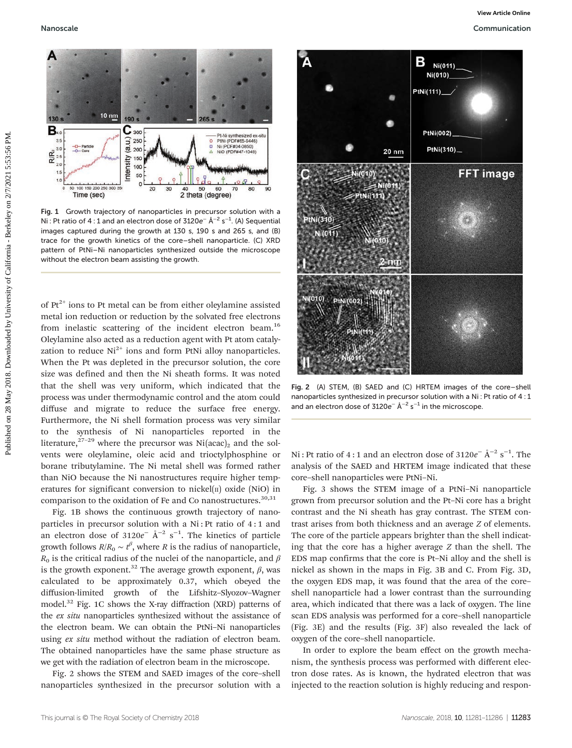Fig. 1 Growth trajectory of nanoparticles in precursor solution with a Ni : Pt ratio of 4 : 1 and an electron dose of $3120e^{-}$ Å$^{-2}$ s$^{-1}$. (A) Sequential images captured during the growth at 130 s, 190 s and 265 s, and (B) trace for the growth kinetics of the core–shell nanoparticle. (C) XRD pattern of PtNi–Ni nanoparticles synthesized outside the microscope without the electron beam assisting the growth.

of $Pt^{2+}$ ions to Pt metal can be from either oleylamine assisted metal ion reduction or reduction by the solvated free electrons from inelastic scattering of the incident electron beam.[16] Oleylamine also acted as a reduction agent with Pt atom catalyzation to reduce $Ni^{2+}$ ions and form PtNi alloy nanoparticles. When the Pt was depleted in the precursor solution, the core size was defined and then the Ni sheath forms. It was noted that the shell was very uniform, which indicated that the process was under thermodynamic control and the atom could diffuse and migrate to reduce the surface free energy. Furthermore, the Ni shell formation process was very similar to the synthesis of Ni nanoparticles reported in the literature,[27–29] where the precursor was $Ni(acac)_2$ and the solvents were oleylamine, oleic acid and trioctylphosphine or borane tributylamine. The Ni metal shell was formed rather than NiO because the Ni nanostructures require higher temperatures for significant conversion to nickel(II) oxide (NiO) in comparison to the oxidation of Fe and Co nanostructures.[30,31]

Fig. 1B shows the continuous growth trajectory of nanoparticles in precursor solution with a Ni : Pt ratio of 4 : 1 and an electron dose of $3120e^{-}$ Å$^{-2}$ s$^{-1}$. The kinetics of particle growth follows $R/R_0 \sim t^{\beta}$, where $R$ is the radius of nanoparticle, $R_0$ is the critical radius of the nuclei of the nanoparticle, and $\beta$ is the growth exponent.[32] The average growth exponent, $\beta$, was calculated to be approximately 0.37, which obeyed the diffusion-limited growth of the Lifshitz–Slyozov–Wagner model.[32] Fig. 1C shows the X-ray diffraction (XRD) patterns of the *ex situ* nanoparticles synthesized without the assistance of the electron beam. We can obtain the PtNi–Ni nanoparticles using *ex situ* method without the radiation of electron beam. The obtained nanoparticles have the same phase structure as we get with the radiation of electron beam in the microscope.

Fig. 2 shows the STEM and SAED images of the core–shell nanoparticles synthesized in the precursor solution with a Ni : Pt ratio of 4 : 1 and an electron dose of $3120e^{-}$ Å$^{-2}$ s$^{-1}$. The analysis of the SAED and HRTEM image indicated that these core–shell nanoparticles were PtNi–Ni.

Fig. 2 (A) STEM, (B) SAED and (C) HRTEM images of the core–shell nanoparticles synthesized in precursor solution with a Ni : Pt ratio of 4 : 1 and an electron dose of $3120e^{-}$ Å$^{-2}$ s$^{-1}$ in the microscope.

Fig. 3 shows the STEM image of a PtNi–Ni nanoparticle grown from precursor solution and the Pt–Ni core has a bright contrast and the Ni sheath has gray contrast. The STEM contrast arises from both thickness and an average $Z$ of elements. The core of the particle appears brighter than the shell indicating that the core has a higher average $Z$ than the shell. The EDS map confirms that the core is Pt–Ni alloy and the shell is nickel as shown in the maps in Fig. 3B and C. From Fig. 3D, the oxygen EDS map, it was found that the area of the core–shell nanoparticle had a lower contrast than the surrounding area, which indicated that there was a lack of oxygen. The line scan EDS analysis was performed for a core–shell nanoparticle (Fig. 3E) and the results (Fig. 3F) also revealed the lack of oxygen of the core–shell nanoparticle.

In order to explore the beam effect on the growth mechanism, the synthesis process was performed with different electron dose rates. As is known, the hydrated electron that was injected to the reaction solution is highly reducing and respon-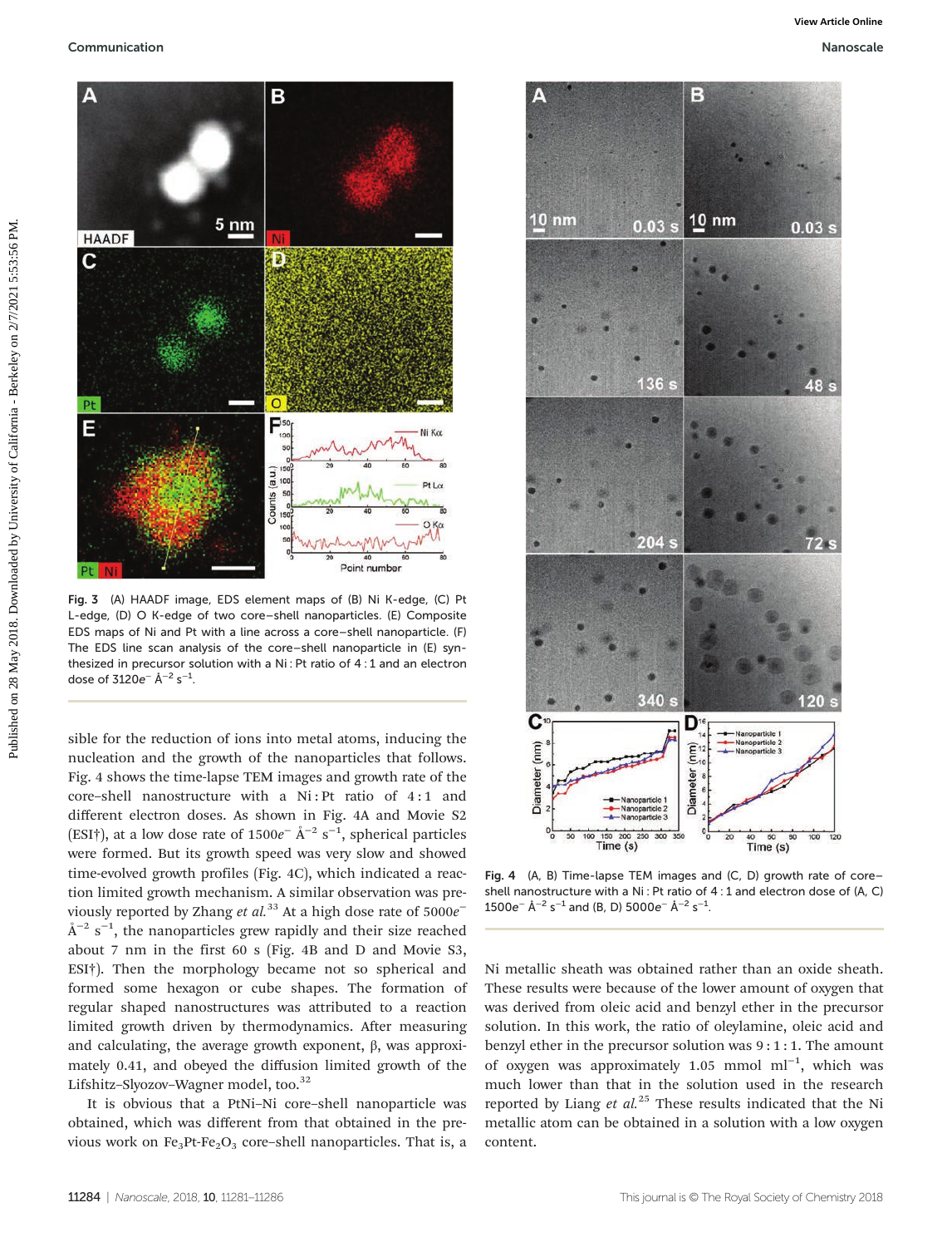Fig. 3 (A) HAADF image, EDS element maps of (B) Ni K-edge, (C) Pt L-edge, (D) O K-edge of two core–shell nanoparticles. (E) Composite EDS maps of Ni and Pt with a line across a core–shell nanoparticle. (F) The EDS line scan analysis of the core–shell nanoparticle in (E) synthesized in precursor solution with a Ni : Pt ratio of 4 : 1 and an electron dose of $3120e^{-}$ Å$^{-2}$ s$^{-1}$.

sible for the reduction of ions into metal atoms, inducing the nucleation and the growth of the nanoparticles that follows. Fig. 4 shows the time-lapse TEM images and growth rate of the core–shell nanostructure with a Ni : Pt ratio of 4 : 1 and different electron doses. As shown in Fig. 4A and Movie S2 (ESI†), at a low dose rate of $1500e^{-}$ Å$^{-2}$ s$^{-1}$, spherical particles were formed. But its growth speed was very slow and showed time-evolved growth profiles (Fig. 4C), which indicated a reaction limited growth mechanism. A similar observation was previously reported by Zhang *et al.*[33] At a high dose rate of $5000e^{-}$ Å$^{-2}$ s$^{-1}$, the nanoparticles grew rapidly and their size reached about 7 nm in the first 60 s (Fig. 4B and D and Movie S3, ESI†). Then the morphology became not so spherical and formed some hexagon or cube shapes. The formation of regular shaped nanostructures was attributed to a reaction limited growth driven by thermodynamics. After measuring and calculating, the average growth exponent, β, was approximately 0.41, and obeyed the diffusion limited growth of the Lifshitz–Slyozov–Wagner model, too.[32]

It is obvious that a PtNi–Ni core–shell nanoparticle was obtained, which was different from that obtained in the previous work on $Fe_3Pt$-$Fe_2O_3$ core–shell nanoparticles. That is, a

Fig. 4 (A, B) Time-lapse TEM images and (C, D) growth rate of core–shell nanostructure with a Ni : Pt ratio of 4 : 1 and electron dose of (A, C) $1500e^{-}$ Å$^{-2}$ s$^{-1}$ and (B, D) $5000e^{-}$ Å$^{-2}$ s$^{-1}$.

Ni metallic sheath was obtained rather than an oxide sheath. These results were because of the lower amount of oxygen that was derived from oleic acid and benzyl ether in the precursor solution. In this work, the ratio of oleylamine, oleic acid and benzyl ether in the precursor solution was 9 : 1 : 1. The amount of oxygen was approximately 1.05 mmol ml$^{-1}$, which was much lower than that in the solution used in the research reported by Liang *et al.*[25] These results indicated that the Ni metallic atom can be obtained in a solution with a low oxygen content.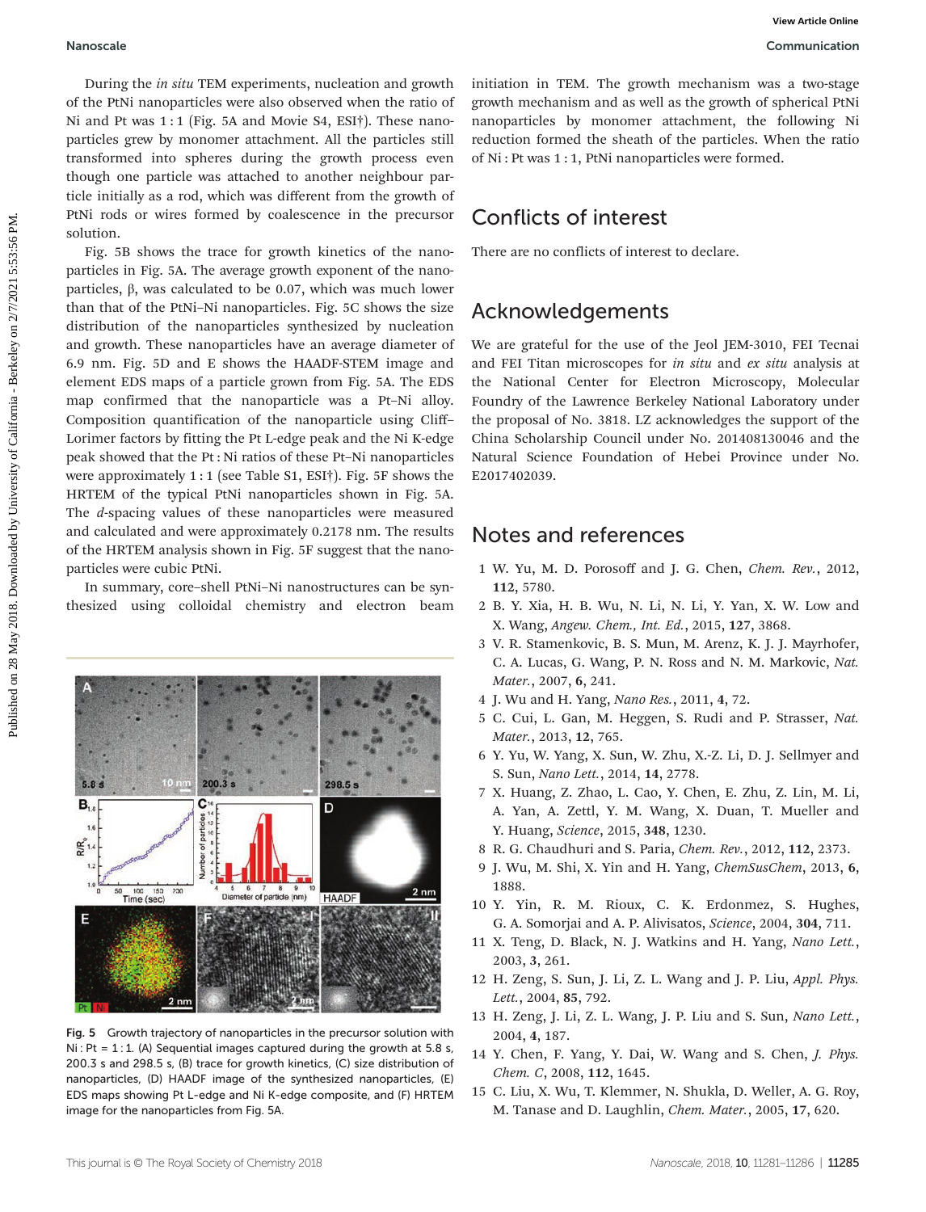During the *in situ* TEM experiments, nucleation and growth of the PtNi nanoparticles were also observed when the ratio of Ni and Pt was 1 : 1 (Fig. 5A and Movie S4, ESI†). These nanoparticles grew by monomer attachment. All the particles still transformed into spheres during the growth process even though one particle was attached to another neighbour particle initially as a rod, which was different from the growth of PtNi rods or wires formed by coalescence in the precursor solution.

Fig. 5B shows the trace for growth kinetics of the nanoparticles in Fig. 5A. The average growth exponent of the nanoparticles, β, was calculated to be 0.07, which was much lower than that of the PtNi–Ni nanoparticles. Fig. 5C shows the size distribution of the nanoparticles synthesized by nucleation and growth. These nanoparticles have an average diameter of 6.9 nm. Fig. 5D and E shows the HAADF-STEM image and element EDS maps of a particle grown from Fig. 5A. The EDS map confirmed that the nanoparticle was a Pt–Ni alloy. Composition quantification of the nanoparticle using Cliff–Lorimer factors by fitting the Pt L-edge peak and the Ni K-edge peak showed that the Pt : Ni ratios of these Pt–Ni nanoparticles were approximately 1 : 1 (see Table S1, ESI†). Fig. 5F shows the HRTEM of the typical PtNi nanoparticles shown in Fig. 5A. The *d*-spacing values of these nanoparticles were measured and calculated and were approximately 0.2178 nm. The results of the HRTEM analysis shown in Fig. 5F suggest that the nanoparticles were cubic PtNi.

In summary, core–shell PtNi–Ni nanostructures can be synthesized using colloidal chemistry and electron beam initiation in TEM. The growth mechanism was a two-stage growth mechanism and as well as the growth of spherical PtNi nanoparticles by monomer attachment, the following Ni reduction formed the sheath of the particles. When the ratio of Ni : Pt was 1 : 1, PtNi nanoparticles were formed.

Fig. 5 Growth trajectory of nanoparticles in the precursor solution with Ni : Pt = 1 : 1. (A) Sequential images captured during the growth at 5.8 s, 200.3 s and 298.5 s, (B) trace for growth kinetics, (C) size distribution of nanoparticles, (D) HAADF image of the synthesized nanoparticles, (E) EDS maps showing Pt L-edge and Ni K-edge composite, and (F) HRTEM image for the nanoparticles from Fig. 5A.

## Conflicts of interest

There are no conflicts of interest to declare.

## Acknowledgements

We are grateful for the use of the Jeol JEM-3010, FEI Tecnai and FEI Titan microscopes for *in situ* and *ex situ* analysis at the National Center for Electron Microscopy, Molecular Foundry of the Lawrence Berkeley National Laboratory under the proposal of No. 3818. LZ acknowledges the support of the China Scholarship Council under No. 201408130046 and the Natural Science Foundation of Hebei Province under No. E2017402039.

## Notes and references

1. W. Yu, M. D. Porosoff and J. G. Chen, *Chem. Rev.*, 2012, **112**, 5780.
2. B. Y. Xia, H. B. Wu, N. Li, N. Li, Y. Yan, X. W. Low and X. Wang, *Angew. Chem., Int. Ed.*, 2015, **127**, 3868.
3. V. R. Stamenkovic, B. S. Mun, M. Arenz, K. J. J. Mayrhofer, C. A. Lucas, G. Wang, P. N. Ross and N. M. Markovic, *Nat. Mater.*, 2007, **6**, 241.
4. J. Wu and H. Yang, *Nano Res.*, 2011, **4**, 72.
5. C. Cui, L. Gan, M. Heggen, S. Rudi and P. Strasser, *Nat. Mater.*, 2013, **12**, 765.
6. Y. Yu, W. Yang, X. Sun, W. Zhu, X.-Z. Li, D. J. Sellmyer and S. Sun, *Nano Lett.*, 2014, **14**, 2778.
7. X. Huang, Z. Zhao, L. Cao, Y. Chen, E. Zhu, Z. Lin, M. Li, A. Yan, A. Zettl, Y. M. Wang, X. Duan, T. Mueller and Y. Huang, *Science*, 2015, **348**, 1230.
8. R. G. Chaudhuri and S. Paria, *Chem. Rev.*, 2012, **112**, 2373.
9. J. Wu, M. Shi, X. Yin and H. Yang, *ChemSusChem*, 2013, **6**, 1888.
10. Y. Yin, R. M. Rioux, C. K. Erdonmez, S. Hughes, G. A. Somorjai and A. P. Alivisatos, *Science*, 2004, **304**, 711.
11. X. Teng, D. Black, N. J. Watkins and H. Yang, *Nano Lett.*, 2003, **3**, 261.
12. H. Zeng, S. Sun, J. Li, Z. L. Wang and J. P. Liu, *Appl. Phys. Lett.*, 2004, **85**, 792.
13. H. Zeng, J. Li, Z. L. Wang, J. P. Liu and S. Sun, *Nano Lett.*, 2004, **4**, 187.
14. Y. Chen, F. Yang, Y. Dai, W. Wang and S. Chen, *J. Phys. Chem. C*, 2008, **112**, 1645.
15. C. Liu, X. Wu, T. Klemmer, N. Shukla, D. Weller, A. G. Roy, M. Tanase and D. Laughlin, *Chem. Mater.*, 2005, **17**, 620.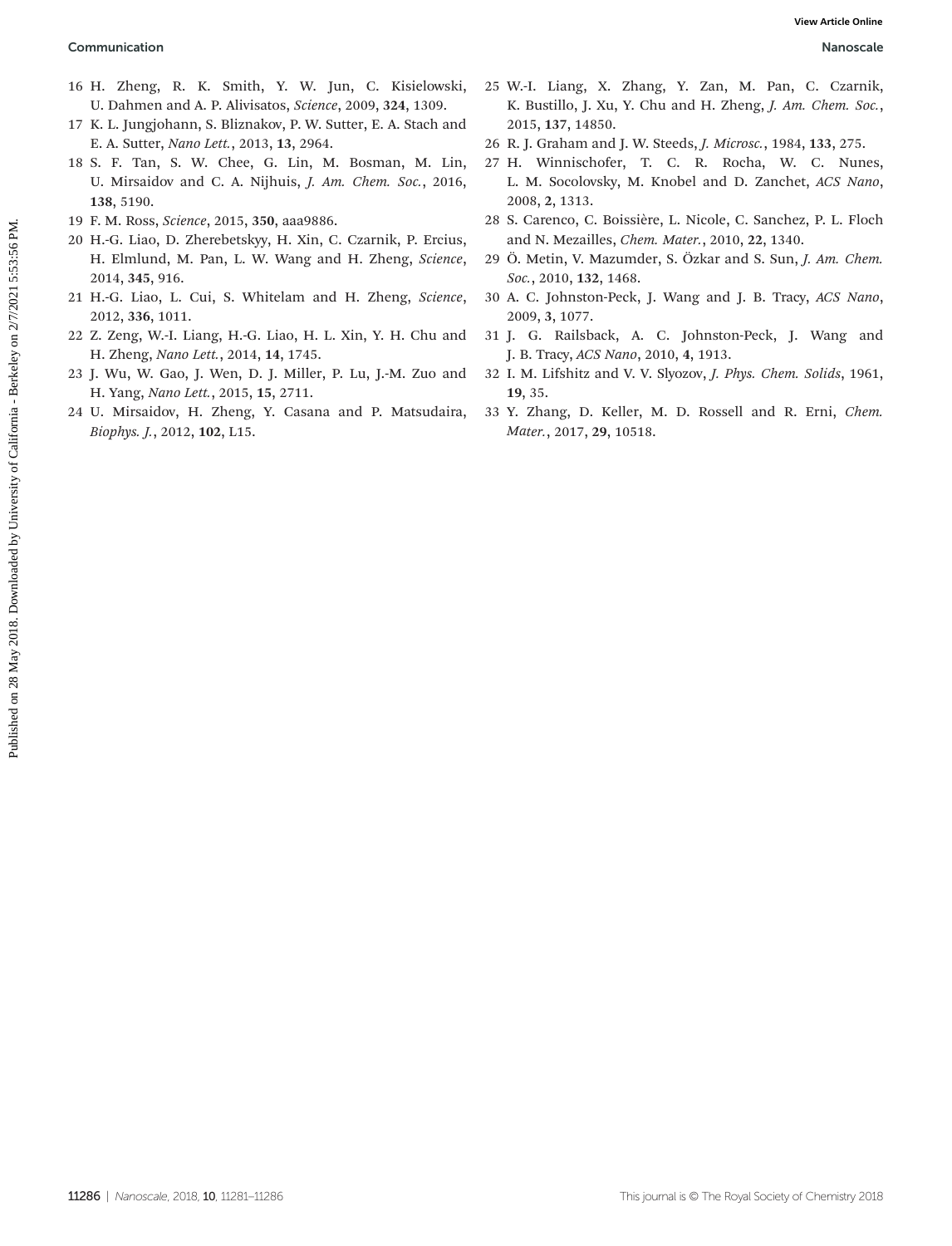16 H. Zheng, R. K. Smith, Y. W. Jun, C. Kisielowski, U. Dahmen and A. P. Alivisatos, *Science*, 2009, **324**, 1309.

17 K. L. Jungjohann, S. Bliznakov, P. W. Sutter, E. A. Stach and E. A. Sutter, *Nano Lett.*, 2013, **13**, 2964.

18 S. F. Tan, S. W. Chee, G. Lin, M. Bosman, M. Lin, U. Mirsaidov and C. A. Nijhuis, *J. Am. Chem. Soc.*, 2016, **138**, 5190.

19 F. M. Ross, *Science*, 2015, **350**, aaa9886.

20 H.-G. Liao, D. Zherebetskyy, H. Xin, C. Czarnik, P. Ercius, H. Elmlund, M. Pan, L. W. Wang and H. Zheng, *Science*, 2014, **345**, 916.

21 H.-G. Liao, L. Cui, S. Whitelam and H. Zheng, *Science*, 2012, **336**, 1011.

22 Z. Zeng, W.-I. Liang, H.-G. Liao, H. L. Xin, Y. H. Chu and H. Zheng, *Nano Lett.*, 2014, **14**, 1745.

23 J. Wu, W. Gao, J. Wen, D. J. Miller, P. Lu, J.-M. Zuo and H. Yang, *Nano Lett.*, 2015, **15**, 2711.

24 U. Mirsaidov, H. Zheng, Y. Casana and P. Matsudaira, *Biophys. J.*, 2012, **102**, L15.

25 W.-I. Liang, X. Zhang, Y. Zan, M. Pan, C. Czarnik, K. Bustillo, J. Xu, Y. Chu and H. Zheng, *J. Am. Chem. Soc.*, 2015, **137**, 14850.

26 R. J. Graham and J. W. Steeds, *J. Microsc.*, 1984, **133**, 275.

27 H. Winnischofer, T. C. R. Rocha, W. C. Nunes, L. M. Socolovsky, M. Knobel and D. Zanchet, *ACS Nano*, 2008, **2**, 1313.

28 S. Carenco, C. Boissière, L. Nicole, C. Sanchez, P. L. Floch and N. Mezailles, *Chem. Mater.*, 2010, **22**, 1340.

29 Ö. Metin, V. Mazumder, S. Özkar and S. Sun, *J. Am. Chem. Soc.*, 2010, **132**, 1468.

30 A. C. Johnston-Peck, J. Wang and J. B. Tracy, *ACS Nano*, 2009, **3**, 1077.

31 J. G. Railsback, A. C. Johnston-Peck, J. Wang and J. B. Tracy, *ACS Nano*, 2010, **4**, 1913.

32 I. M. Lifshitz and V. V. Slyozov, *J. Phys. Chem. Solids*, 1961, **19**, 35.

33 Y. Zhang, D. Keller, M. D. Rossell and R. Erni, *Chem. Mater.*, 2017, **29**, 10518.